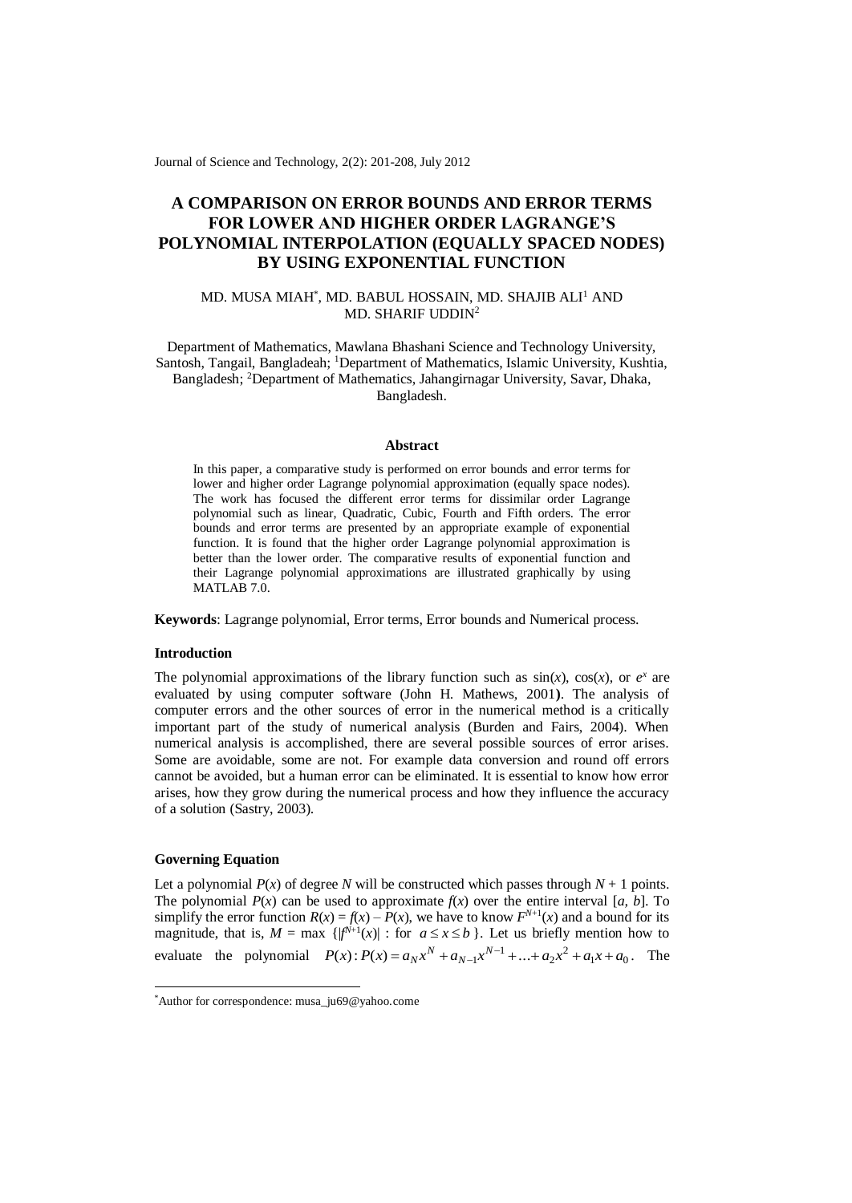# A COMPARISON ON ERROR BOUNDS AND ERROR TERMS FOR LOWER AND HIGHER ORDER LAGRANGE'S POLYNOMIAL INTERPOLATION (EQUALLY SPACED NODES) BY USING EXPONENTIAL FUNCTION

MD. MUSA MIAH*, MD. BABUL HOSSAIN, MD. SHAJIB ALI[1] AND MD. SHARIF UDDIN[2]

Department of Mathematics, Mawlana Bhashani Science and Technology University, Santosh, Tangail, Bangladeah; [1]Department of Mathematics, Islamic University, Kushtia, Bangladesh; [2]Department of Mathematics, Jahangirnagar University, Savar, Dhaka, Bangladesh.

### Abstract

In this paper, a comparative study is performed on error bounds and error terms for lower and higher order Lagrange polynomial approximation (equally space nodes). The work has focused the different error terms for dissimilar order Lagrange polynomial such as linear, Quadratic, Cubic, Fourth and Fifth orders. The error bounds and error terms are presented by an appropriate example of exponential function. It is found that the higher order Lagrange polynomial approximation is better than the lower order. The comparative results of exponential function and their Lagrange polynomial approximations are illustrated graphically by using MATLAB 7.0.

**Keywords**: Lagrange polynomial, Error terms, Error bounds and Numerical process.

### Introduction

The polynomial approximations of the library function such as sin($x$), cos($x$), or $e^x$ are evaluated by using computer software (John H. Mathews, 2001**)**. The analysis of computer errors and the other sources of error in the numerical method is a critically important part of the study of numerical analysis (Burden and Fairs, 2004). When numerical analysis is accomplished, there are several possible sources of error arises. Some are avoidable, some are not. For example data conversion and round off errors cannot be avoided, but a human error can be eliminated. It is essential to know how error arises, how they grow during the numerical process and how they influence the accuracy of a solution (Sastry, 2003).

### Governing Equation

Let a polynomial $P(x)$ of degree $N$ will be constructed which passes through $N + 1$ points. The polynomial $P(x)$ can be used to approximate $f(x)$ over the entire interval $[a, b]$. To simplify the error function $R(x) = f(x) - P(x)$, we have to know $F^{N+1}(x)$ and a bound for its magnitude, that is, $M = \max\ \{|f^{N+1}(x)| : \text{for } a \le x \le b\}$. Let us briefly mention how to evaluate the polynomial $P(x): P(x) = a_N x^N + a_{N-1}x^{N-1} + \ldots + a_2 x^2 + a_1 x + a_0$. The

*Author for correspondence: musa_ju69@yahoo.come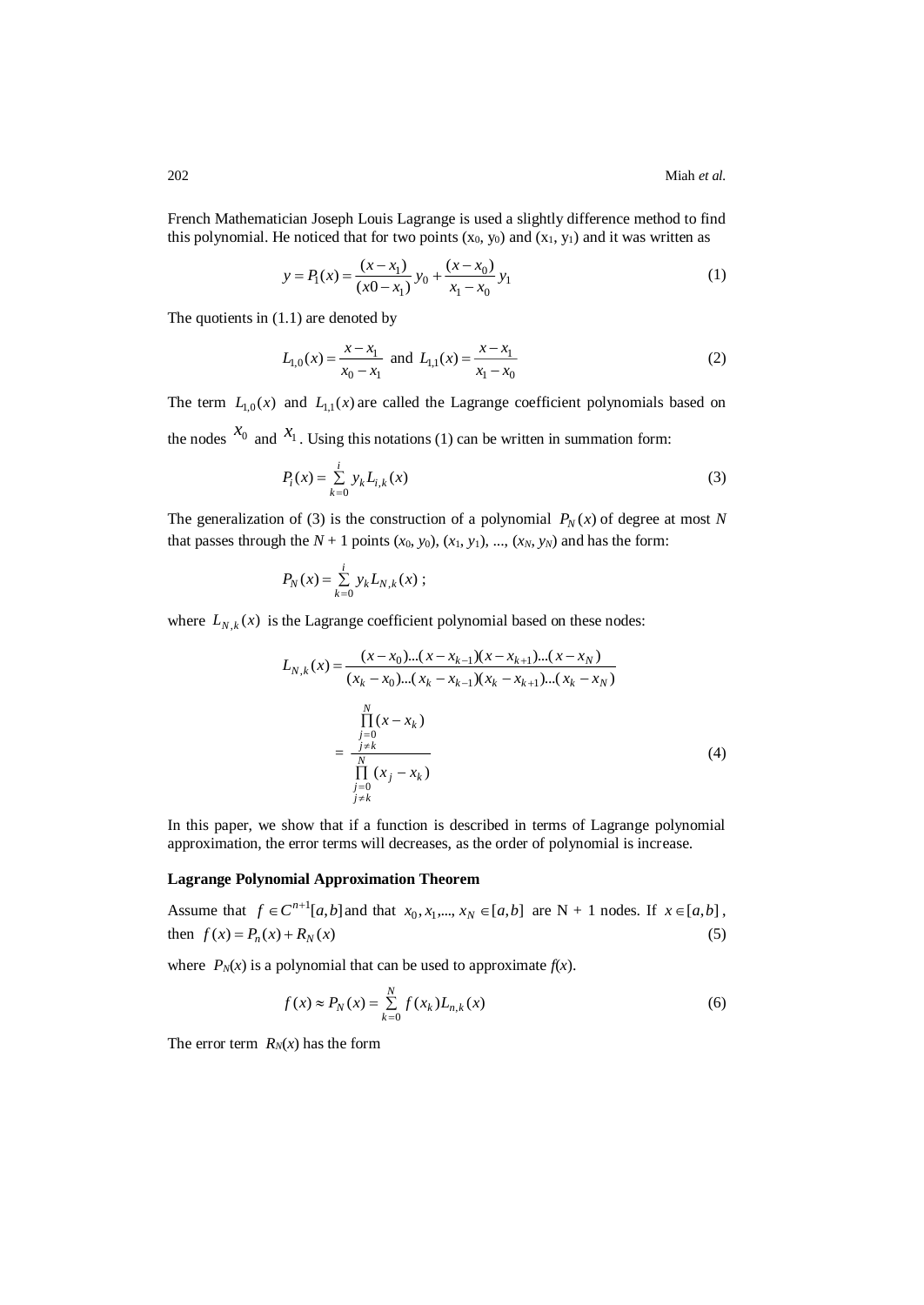French Mathematician Joseph Louis Lagrange is used a slightly difference method to find this polynomial. He noticed that for two points ($x_0$, $y_0$) and ($x_1$, $y_1$) and it was written as

$$y = P_1(x) = \frac{(x - x_1)}{(x0 - x_1)} y_0 + \frac{(x - x_0)}{x_1 - x_0} y_1 \tag{1}$$

The quotients in (1.1) are denoted by

$$L_{1,0}(x) = \frac{x - x_1}{x_0 - x_1} \text{ and } L_{1,1}(x) = \frac{x - x_1}{x_1 - x_0} \tag{2}$$

The term $L_{1,0}(x)$ and $L_{1,1}(x)$ are called the Lagrange coefficient polynomials based on the nodes $x_0$ and $x_1$. Using this notations (1) can be written in summation form:

$$P_i(x) = \sum_{k=0}^{i} y_k L_{i,k}(x) \tag{3}$$

The generalization of (3) is the construction of a polynomial $P_N(x)$ of degree at most $N$ that passes through the $N + 1$ points ($x_0$, $y_0$), ($x_1$, $y_1$), ..., ($x_N$, $y_N$) and has the form:

$$P_N(x) = \sum_{k=0}^{i} y_k L_{N,k}(x) \ ;$$

where $L_{N,k}(x)$ is the Lagrange coefficient polynomial based on these nodes:

$$L_{N,k}(x) = \frac{(x - x_0)...(x - x_{k-1})(x - x_{k+1})...(x - x_N)}{(x_k - x_0)...(x_k - x_{k-1})(x_k - x_{k+1})...(x_k - x_N)} = \frac{\prod\limits_{\substack{j=0 \\ j \neq k}}^{N} (x - x_k)}{\prod\limits_{\substack{j=0 \\ j \neq k}}^{N} (x_j - x_k)} \tag{4}$$

In this paper, we show that if a function is described in terms of Lagrange polynomial approximation, the error terms will decreases, as the order of polynomial is increase.

**Lagrange Polynomial Approximation Theorem**

Assume that $f \in C^{n+1}[a,b]$ and that $x_0, x_1, ..., x_N \in [a,b]$ are N + 1 nodes. If $x \in [a,b]$, then $f(x) = P_n(x) + R_N(x)$ (5)

where $P_N(x)$ is a polynomial that can be used to approximate $f(x)$.

$$f(x) \approx P_N(x) = \sum_{k=0}^{N} f(x_k) L_{n,k}(x) \tag{6}$$

The error term $R_N(x)$ has the form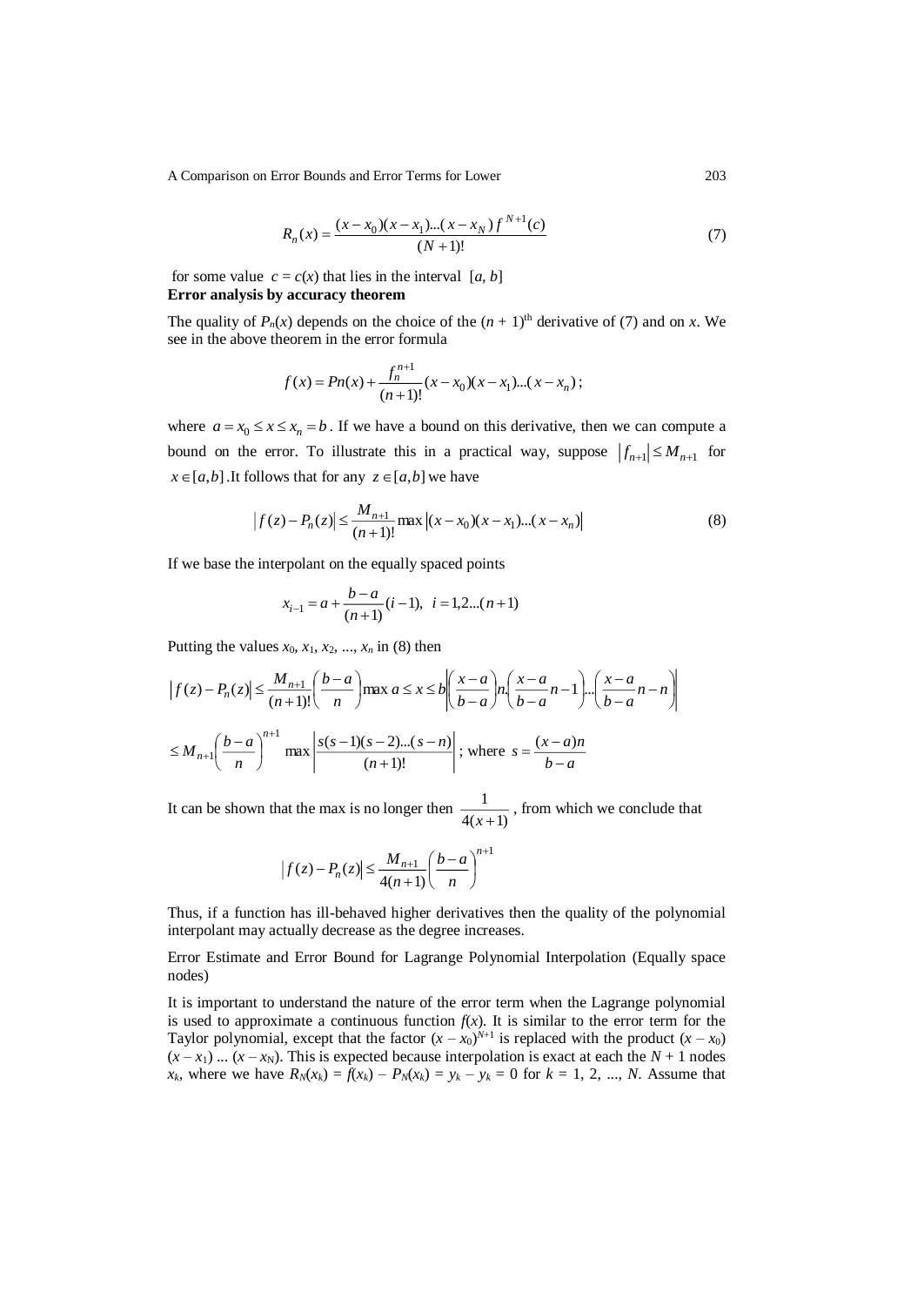$$R_n(x) = \frac{(x-x_0)(x-x_1)\ldots(x-x_N)\, f^{N+1}(c)}{(N+1)!} \tag{7}$$

for some value $c = c(x)$ that lies in the interval $[a, b]$

**Error analysis by accuracy theorem**

The quality of $P_n(x)$ depends on the choice of the $(n + 1)^{\text{th}}$ derivative of (7) and on $x$. We see in the above theorem in the error formula

$$f(x) = Pn(x) + \frac{f_n^{n+1}}{(n+1)!}(x-x_0)(x-x_1)\ldots(x-x_n);$$

where $a = x_0 \le x \le x_n = b$. If we have a bound on this derivative, then we can compute a bound on the error. To illustrate this in a practical way, suppose $|f_{n+1}| \le M_{n+1}$ for $x \in [a,b]$. It follows that for any $z \in [a,b]$ we have

$$|f(z) - P_n(z)| \le \frac{M_{n+1}}{(n+1)!} \max |(x-x_0)(x-x_1)\ldots(x-x_n)| \tag{8}$$

If we base the interpolant on the equally spaced points

$$x_{i-1} = a + \frac{b-a}{(n+1)}(i-1), \quad i = 1,2\ldots(n+1)$$

Putting the values $x_0, x_1, x_2, \ldots, x_n$ in (8) then

$$|f(z) - P_n(z)| \le \frac{M_{n+1}}{(n+1)!}\left(\frac{b-a}{n}\right) \max a \le x \le b \left|\left(\frac{x-a}{b-a}\right)n.\left(\frac{x-a}{b-a}n-1\right)\ldots\left(\frac{x-a}{b-a}n-n\right)\right|$$

$$\le M_{n+1}\left(\frac{b-a}{n}\right)^{n+1} \max \left|\frac{s(s-1)(s-2)\ldots(s-n)}{(n+1)!}\right|; \text{ where } s = \frac{(x-a)n}{b-a}$$

It can be shown that the max is no longer then $\frac{1}{4(x+1)}$, from which we conclude that

$$|f(z) - P_n(z)| \le \frac{M_{n+1}}{4(n+1)}\left(\frac{b-a}{n}\right)^{n+1}$$

Thus, if a function has ill-behaved higher derivatives then the quality of the polynomial interpolant may actually decrease as the degree increases.

Error Estimate and Error Bound for Lagrange Polynomial Interpolation (Equally space nodes)

It is important to understand the nature of the error term when the Lagrange polynomial is used to approximate a continuous function $f(x)$. It is similar to the error term for the Taylor polynomial, except that the factor $(x - x_0)^{N+1}$ is replaced with the product $(x - x_0)$ $(x - x_1) \ldots (x - x_N)$. This is expected because interpolation is exact at each the $N + 1$ nodes $x_k$, where we have $R_N(x_k) = f(x_k) - P_N(x_k) = y_k - y_k = 0$ for $k = 1, 2, \ldots, N$. Assume that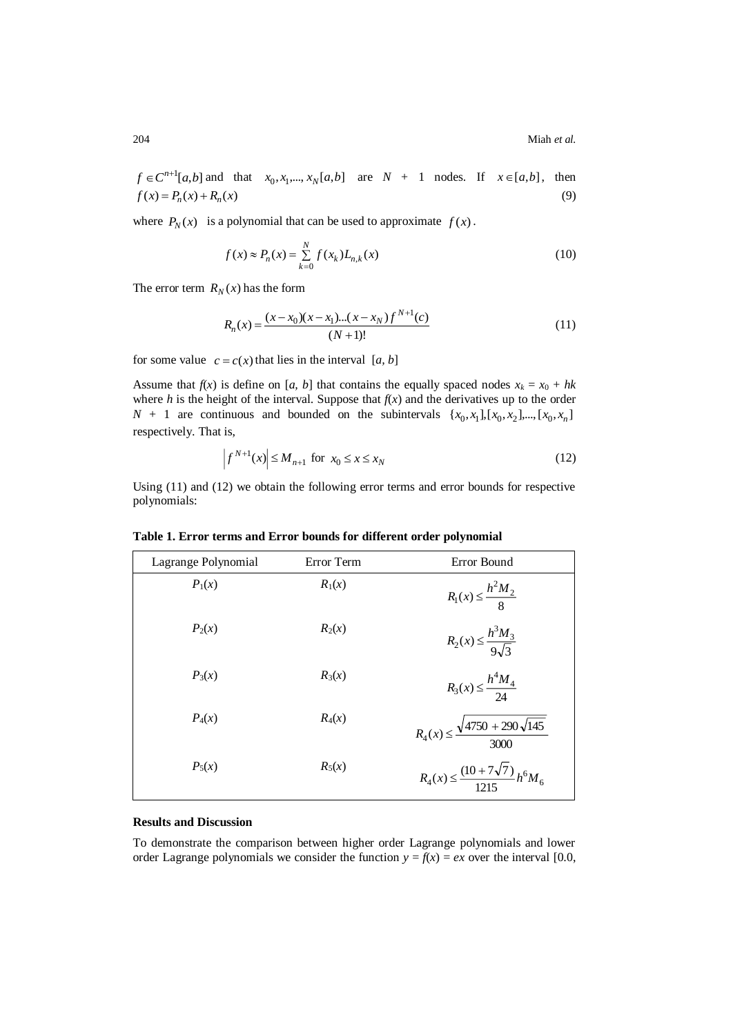$f \in C^{n+1}[a,b]$ and that $x_0, x_1, ..., x_N [a,b]$ are $N + 1$ nodes. If $x \in [a,b]$, then $f(x) = P_n(x) + R_n(x)$ (9)

where $P_N(x)$ is a polynomial that can be used to approximate $f(x)$.

$$f(x) \approx P_n(x) = \sum_{k=0}^{N} f(x_k) L_{n,k}(x) \tag{10}$$

The error term $R_N(x)$ has the form

$$R_n(x) = \frac{(x-x_0)(x-x_1)...(x-x_N) f^{N+1}(c)}{(N+1)!} \tag{11}$$

for some value $c = c(x)$ that lies in the interval $[a, b]$

Assume that $f(x)$ is define on $[a, b]$ that contains the equally spaced nodes $x_k = x_0 + hk$ where $h$ is the height of the interval. Suppose that $f(x)$ and the derivatives up to the order $N + 1$ are continuous and bounded on the subintervals $\{x_0, x_1], [x_0, x_2], ..., [x_0, x_n]$ respectively. That is,

$$\left| f^{N+1}(x) \right| \le M_{n+1} \text{ for } x_0 \le x \le x_N \tag{12}$$

Using (11) and (12) we obtain the following error terms and error bounds for respective polynomials:

**Table 1. Error terms and Error bounds for different order polynomial**

| Lagrange Polynomial | Error Term | Error Bound |
|---|---|---|
| $P_1(x)$ | $R_1(x)$ | $R_1(x) \le \frac{h^2 M_2}{8}$ |
| $P_2(x)$ | $R_2(x)$ | $R_2(x) \le \frac{h^3 M_3}{9\sqrt{3}}$ |
| $P_3(x)$ | $R_3(x)$ | $R_3(x) \le \frac{h^4 M_4}{24}$ |
| $P_4(x)$ | $R_4(x)$ | $R_4(x) \le \frac{\sqrt{4750 + 290\sqrt{145}}}{3000}$ |
| $P_5(x)$ | $R_5(x)$ | $R_4(x) \le \frac{(10 + 7\sqrt{7})}{1215} h^6 M_6$ |

**Results and Discussion**

To demonstrate the comparison between higher order Lagrange polynomials and lower order Lagrange polynomials we consider the function $y = f(x) = ex$ over the interval [0.0,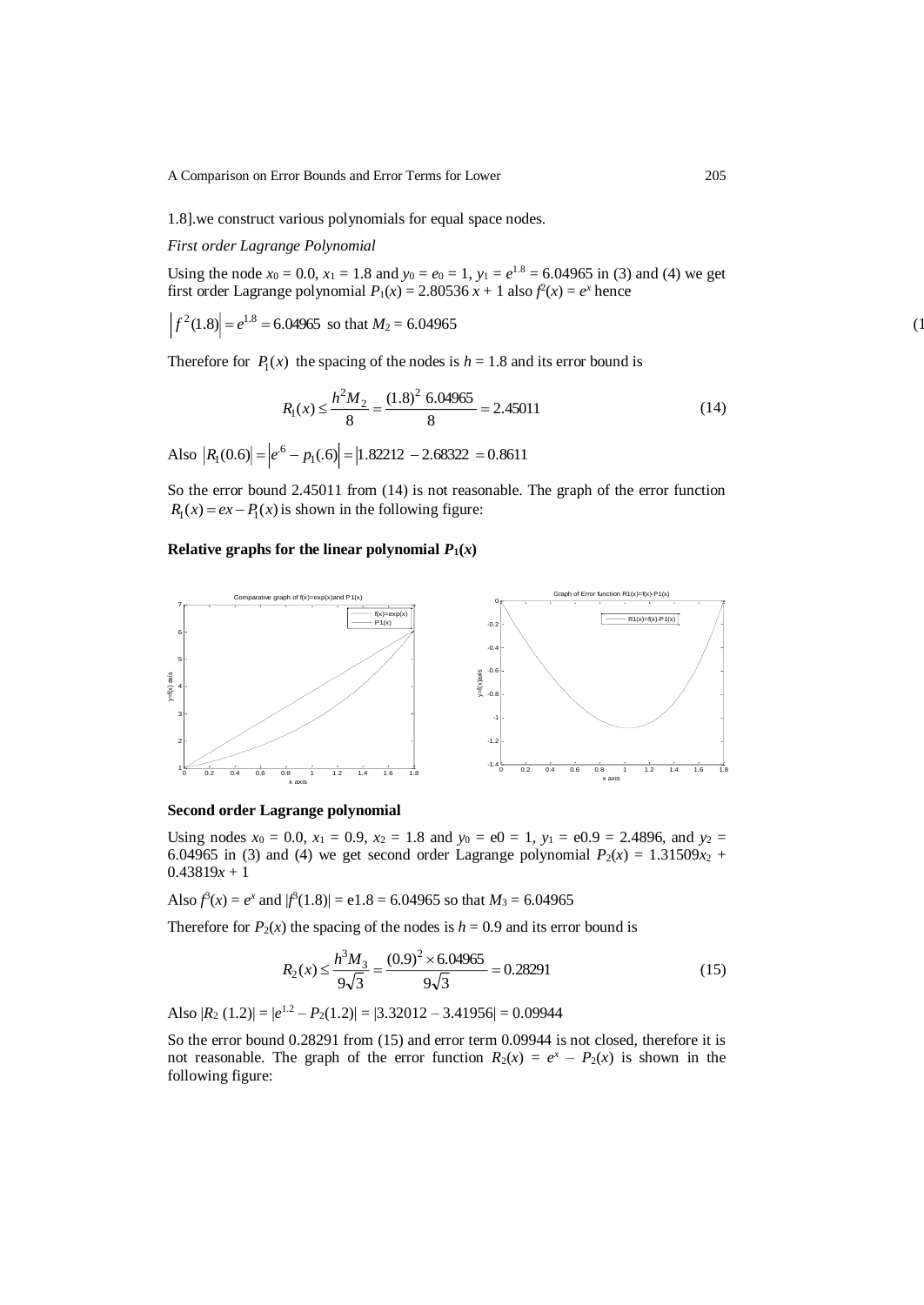1.8].we construct various polynomials for equal space nodes.

*First order Lagrange Polynomial*

Using the node $x_0 = 0.0$, $x_1 = 1.8$ and $y_0 = e_0 = 1$, $y_1 = e^{1.8} = 6.04965$ in (3) and (4) we get first order Lagrange polynomial $P_1(x) = 2.80536\,x + 1$ also $f^2(x) = e^x$ hence

$$\left|f^2(1.8)\right| = e^{1.8} = 6.04965 \text{ so that } M_2 = 6.04965 \qquad (1$$

Therefore for $P_1(x)$ the spacing of the nodes is $h = 1.8$ and its error bound is

$$R_1(x) \le \frac{h^2 M_2}{8} = \frac{(1.8)^2\ 6.04965}{8} = 2.45011 \qquad (14)$$

Also $\left|R_1(0.6)\right| = \left|e^{.6} - p_1(.6)\right| = \left|1.82212 - 2.68322\right| = 0.8611$

So the error bound 2.45011 from (14) is not reasonable. The graph of the error function $R_1(x) = ex - P_1(x)$ is shown in the following figure:

**Relative graphs for the linear polynomial $P_1(x)$**

**Second order Lagrange polynomial**

Using nodes $x_0 = 0.0$, $x_1 = 0.9$, $x_2 = 1.8$ and $y_0 = e0 = 1$, $y_1 = e0.9 = 2.4896$, and $y_2 = 6.04965$ in (3) and (4) we get second order Lagrange polynomial $P_2(x) = 1.31509x_2 + 0.43819x + 1$

Also $f^3(x) = e^x$ and $|f^3(1.8)| = e1.8 = 6.04965$ so that $M_3 = 6.04965$

Therefore for $P_2(x)$ the spacing of the nodes is $h = 0.9$ and its error bound is

$$R_2(x) \le \frac{h^3 M_3}{9\sqrt{3}} = \frac{(0.9)^2 \times 6.04965}{9\sqrt{3}} = 0.28291 \qquad (15)$$

Also $|R_2\,(1.2)| = |e^{1.2} - P_2(1.2)| = |3.32012 - 3.41956| = 0.09944$

So the error bound 0.28291 from (15) and error term 0.09944 is not closed, therefore it is not reasonable. The graph of the error function $R_2(x) = e^x - P_2(x)$ is shown in the following figure: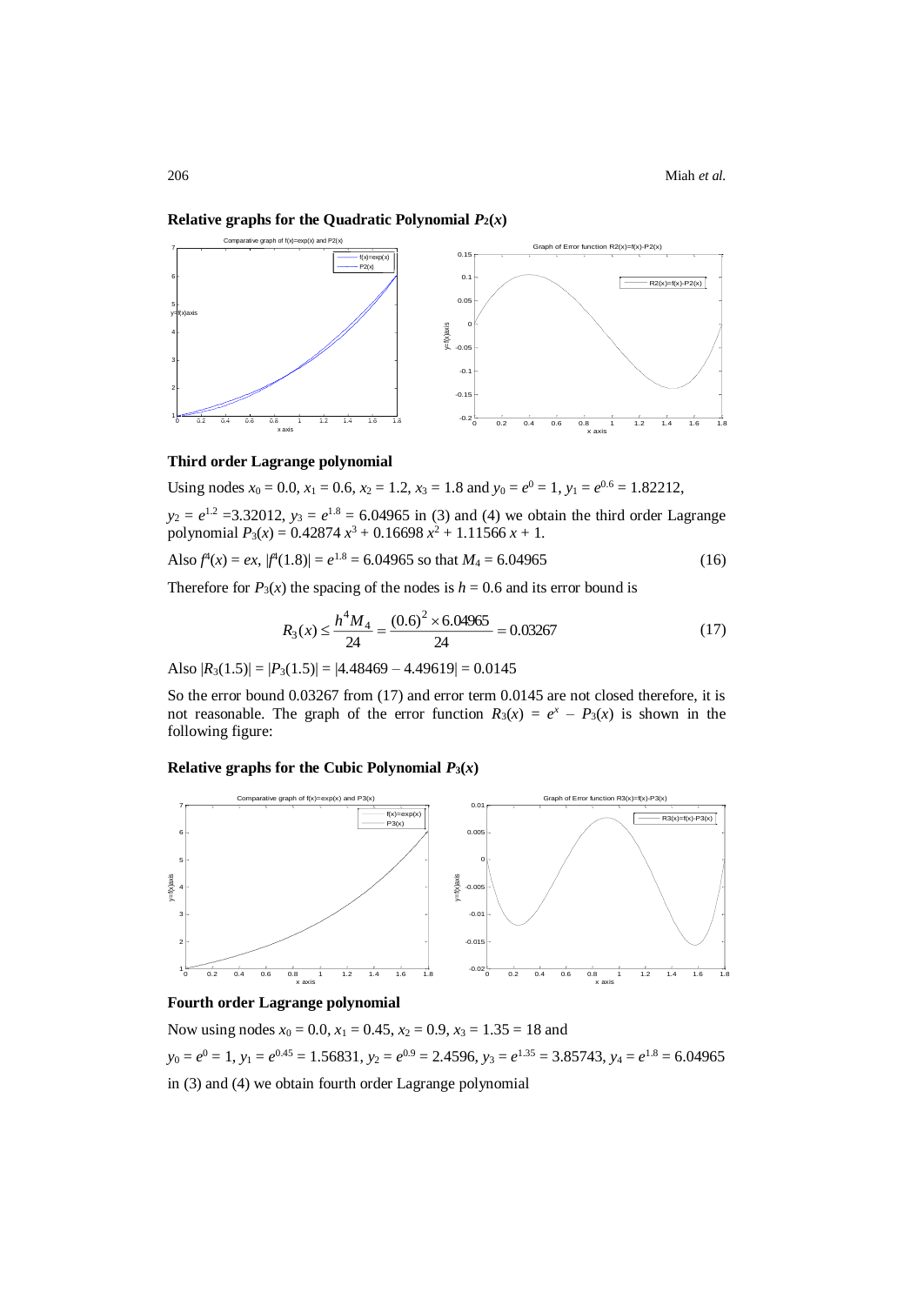**Relative graphs for the Quadratic Polynomial $P_2(x)$**

**Third order Lagrange polynomial**

Using nodes $x_0 = 0.0$, $x_1 = 0.6$, $x_2 = 1.2$, $x_3 = 1.8$ and $y_0 = e^0 = 1$, $y_1 = e^{0.6} = 1.82212$,

$y_2 = e^{1.2} = 3.32012$, $y_3 = e^{1.8} = 6.04965$ in (3) and (4) we obtain the third order Lagrange polynomial $P_3(x) = 0.42874\, x^3 + 0.16698\, x^2 + 1.11566\, x + 1$.

Also $f^4(x) = ex$, $|f^4(1.8)| = e^{1.8} = 6.04965$ so that $M_4 = 6.04965$ (16)

Therefore for $P_3(x)$ the spacing of the nodes is $h = 0.6$ and its error bound is

$$R_3(x) \leq \frac{h^4 M_4}{24} = \frac{(0.6)^2 \times 6.04965}{24} = 0.03267 \tag{17}$$

Also $|R_3(1.5)| = |P_3(1.5)| = |4.48469 - 4.49619| = 0.0145$

So the error bound 0.03267 from (17) and error term 0.0145 are not closed therefore, it is not reasonable. The graph of the error function $R_3(x) = e^x - P_3(x)$ is shown in the following figure:

**Relative graphs for the Cubic Polynomial $P_3(x)$**

**Fourth order Lagrange polynomial**

Now using nodes $x_0 = 0.0$, $x_1 = 0.45$, $x_2 = 0.9$, $x_3 = 1.35 = 18$ and

$y_0 = e^0 = 1$, $y_1 = e^{0.45} = 1.56831$, $y_2 = e^{0.9} = 2.4596$, $y_3 = e^{1.35} = 3.85743$, $y_4 = e^{1.8} = 6.04965$

in (3) and (4) we obtain fourth order Lagrange polynomial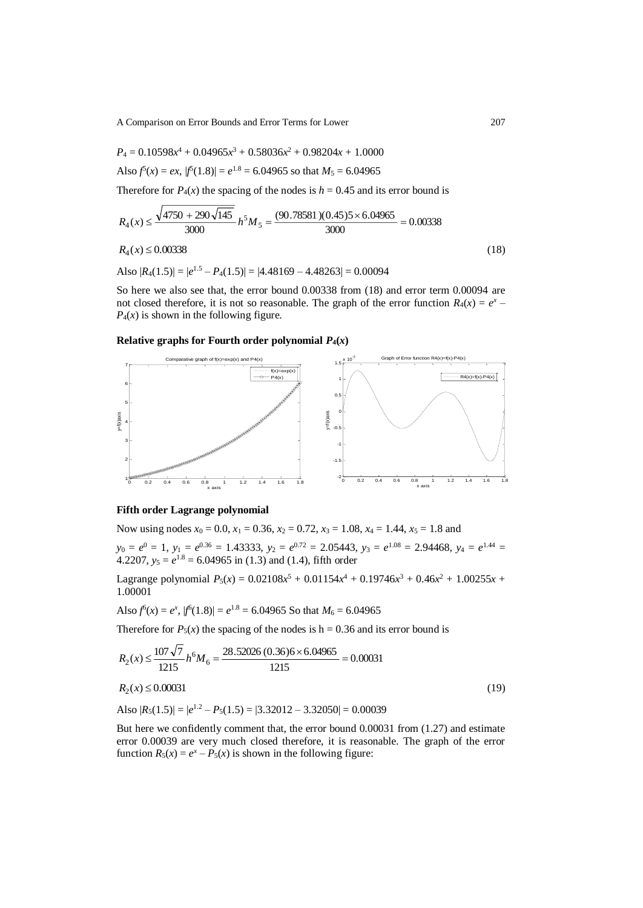$P_4 = 0.10598x^4 + 0.04965x^3 + 0.58036x^2 + 0.98204x + 1.0000$

Also $f^5(x) = ex$, $|f^5(1.8)| = e^{1.8} = 6.04965$ so that $M_5 = 6.04965$

Therefore for $P_4(x)$ the spacing of the nodes is $h = 0.45$ and its error bound is

$$R_4(x) \leq \frac{\sqrt{4750 + 290\sqrt{145}}}{3000} h^5 M_5 = \frac{(90.78581)(0.45)5 \times 6.04965}{3000} = 0.00338$$

$$R_4(x) \leq 0.00338 \tag{18}$$

Also $|R_4(1.5)| = |e^{1.5} - P_4(1.5)| = |4.48169 - 4.48263| = 0.00094$

So here we also see that, the error bound 0.00338 from (18) and error term 0.00094 are not closed therefore, it is not so reasonable. The graph of the error function $R_4(x) = e^x - P_4(x)$ is shown in the following figure.

**Relative graphs for Fourth order polynomial $P_4(x)$**

**Fifth order Lagrange polynomial**

Now using nodes $x_0 = 0.0$, $x_1 = 0.36$, $x_2 = 0.72$, $x_3 = 1.08$, $x_4 = 1.44$, $x_5 = 1.8$ and

$y_0 = e^0 = 1$, $y_1 = e^{0.36} = 1.43333$, $y_2 = e^{0.72} = 2.05443$, $y_3 = e^{1.08} = 2.94468$, $y_4 = e^{1.44} = 4.2207$, $y_5 = e^{1.8} = 6.04965$ in (1.3) and (1.4), fifth order

Lagrange polynomial $P_5(x) = 0.02108x^5 + 0.01154x^4 + 0.19746x^3 + 0.46x^2 + 1.00255x + 1.00001$

Also $f^6(x) = e^x$, $|f^6(1.8)| = e^{1.8} = 6.04965$ So that $M_6 = 6.04965$

Therefore for $P_5(x)$ the spacing of the nodes is $h = 0.36$ and its error bound is

$$R_2(x) \leq \frac{107\sqrt{7}}{1215} h^6 M_6 = \frac{28.52026\,(0.36)6 \times 6.04965}{1215} = 0.00031$$

$$R_2(x) \leq 0.00031 \tag{19}$$

Also $|R_5(1.5)| = |e^{1.2} - P_5(1.5)| = |3.32012 - 3.32050| = 0.00039$

But here we confidently comment that, the error bound 0.00031 from (1.27) and estimate error 0.00039 are very much closed therefore, it is reasonable. The graph of the error function $R_5(x) = e^x - P_5(x)$ is shown in the following figure: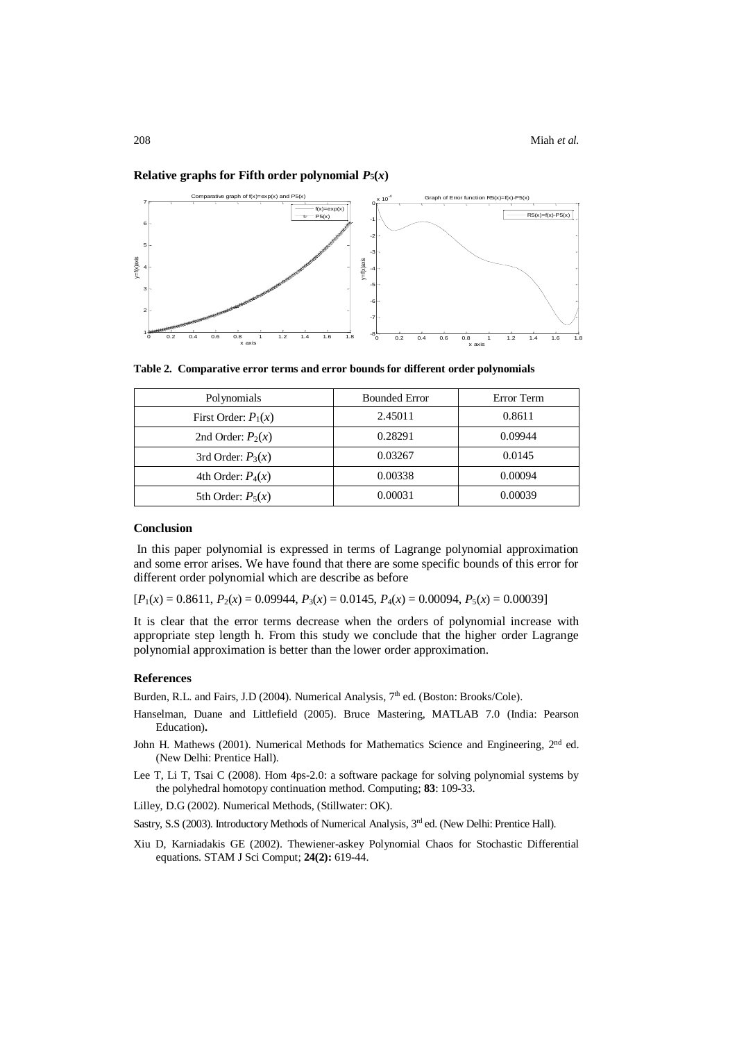**Relative graphs for Fifth order polynomial $P_5(x)$**

Comparative graph of f(x)=exp(x) and P5(x)

f(x)=exp(x)
P5(x)

y=f(x)axis

x axis

x $10^{-4}$ Graph of Error function R5(x)=f(x)-P5(x)

R5(x)=f(x)-P5(x)

y=f(x)axis

x axis

**Table 2. Comparative error terms and error bounds for different order polynomials**

| Polynomials | Bounded Error | Error Term |
|---|---|---|
| First Order: $P_1(x)$ | 2.45011 | 0.8611 |
| 2nd Order: $P_2(x)$ | 0.28291 | 0.09944 |
| 3rd Order: $P_3(x)$ | 0.03267 | 0.0145 |
| 4th Order: $P_4(x)$ | 0.00338 | 0.00094 |
| 5th Order: $P_5(x)$ | 0.00031 | 0.00039 |

### Conclusion

In this paper polynomial is expressed in terms of Lagrange polynomial approximation and some error arises. We have found that there are some specific bounds of this error for different order polynomial which are describe as before

$[P_1(x) = 0.8611,\ P_2(x) = 0.09944,\ P_3(x) = 0.0145,\ P_4(x) = 0.00094,\ P_5(x) = 0.00039]$

It is clear that the error terms decrease when the orders of polynomial increase with appropriate step length h. From this study we conclude that the higher order Lagrange polynomial approximation is better than the lower order approximation.

### References

Burden, R.L. and Fairs, J.D (2004). Numerical Analysis, 7th ed. (Boston: Brooks/Cole).

Hanselman, Duane and Littlefield (2005). Bruce Mastering, MATLAB 7.0 (India: Pearson Education).

John H. Mathews (2001). Numerical Methods for Mathematics Science and Engineering, 2nd ed. (New Delhi: Prentice Hall).

Lee T, Li T, Tsai C (2008). Hom 4ps-2.0: a software package for solving polynomial systems by the polyhedral homotopy continuation method. Computing; **83**: 109-33.

Lilley, D.G (2002). Numerical Methods, (Stillwater: OK).

Sastry, S.S (2003). Introductory Methods of Numerical Analysis, 3rd ed. (New Delhi: Prentice Hall).

Xiu D, Karniadakis GE (2002). Thewiener-askey Polynomial Chaos for Stochastic Differential equations. STAM J Sci Comput; **24(2):** 619-44.